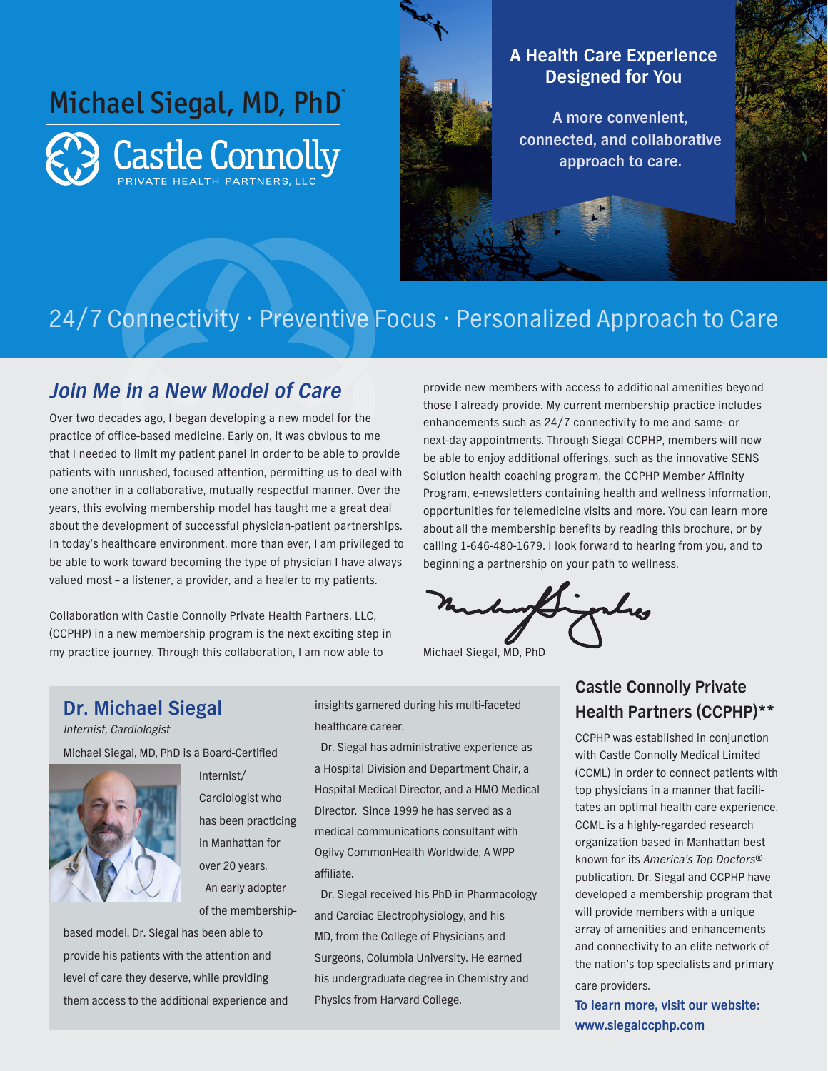# Michael Siegal, MD, PhD*

Castle Connolly
PRIVATE HEALTH PARTNERS, LLC

**A Health Care Experience Designed for You**

**A more convenient, connected, and collaborative approach to care.**

24/7 Connectivity · Preventive Focus · Personalized Approach to Care

## *Join Me in a New Model of Care*

Over two decades ago, I began developing a new model for the practice of office-based medicine. Early on, it was obvious to me that I needed to limit my patient panel in order to be able to provide patients with unrushed, focused attention, permitting us to deal with one another in a collaborative, mutually respectful manner. Over the years, this evolving membership model has taught me a great deal about the development of successful physician-patient partnerships. In today's healthcare environment, more than ever, I am privileged to be able to work toward becoming the type of physician I have always valued most – a listener, a provider, and a healer to my patients.

Collaboration with Castle Connolly Private Health Partners, LLC, (CCPHP) in a new membership program is the next exciting step in my practice journey. Through this collaboration, I am now able to provide new members with access to additional amenities beyond those I already provide. My current membership practice includes enhancements such as 24/7 connectivity to me and same- or next-day appointments. Through Siegal CCPHP, members will now be able to enjoy additional offerings, such as the innovative SENS Solution health coaching program, the CCPHP Member Affinity Program, e-newsletters containing health and wellness information, opportunities for telemedicine visits and more. You can learn more about all the membership benefits by reading this brochure, or by calling 1-646-480-1679. I look forward to hearing from you, and to beginning a partnership on your path to wellness.

Michael Siegal, MD, PhD

## Dr. Michael Siegal

*Internist, Cardiologist*

Michael Siegal, MD, PhD is a Board-Certified Internist/Cardiologist who has been practicing in Manhattan for over 20 years.

An early adopter of the membership-based model, Dr. Siegal has been able to provide his patients with the attention and level of care they deserve, while providing them access to the additional experience and insights garnered during his multi-faceted healthcare career.

Dr. Siegal has administrative experience as a Hospital Division and Department Chair, a Hospital Medical Director, and a HMO Medical Director. Since 1999 he has served as a medical communications consultant with Ogilvy CommonHealth Worldwide, A WPP affiliate.

Dr. Siegal received his PhD in Pharmacology and Cardiac Electrophysiology, and his MD, from the College of Physicians and Surgeons, Columbia University. He earned his undergraduate degree in Chemistry and Physics from Harvard College.

## Castle Connolly Private Health Partners (CCPHP)**

CCPHP was established in conjunction with Castle Connolly Medical Limited (CCML) in order to connect patients with top physicians in a manner that facilitates an optimal health care experience. CCML is a highly-regarded research organization based in Manhattan best known for its *America's Top Doctors®* publication. Dr. Siegal and CCPHP have developed a membership program that will provide members with a unique array of amenities and enhancements and connectivity to an elite network of the nation's top specialists and primary care providers.

**To learn more, visit our website: www.siegalccphp.com**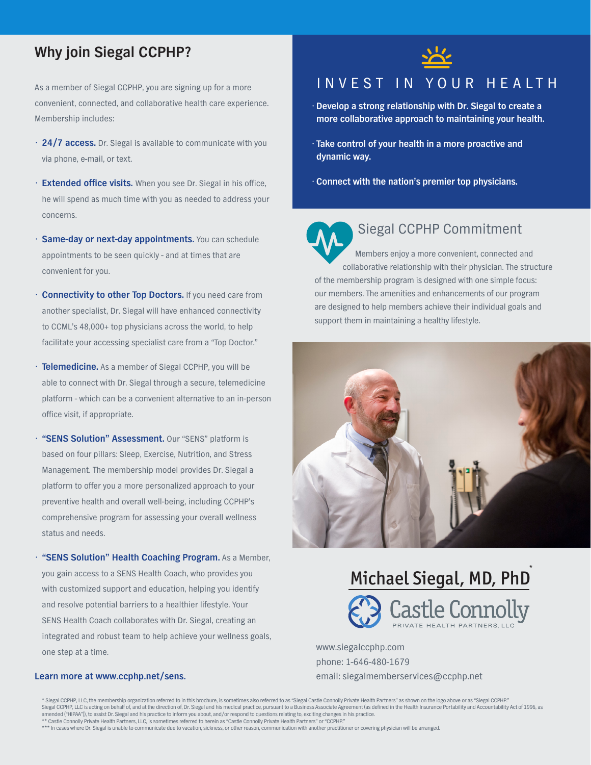## Why join Siegal CCPHP?

As a member of Siegal CCPHP, you are signing up for a more convenient, connected, and collaborative health care experience. Membership includes:

- **24/7 access.** Dr. Siegal is available to communicate with you via phone, e-mail, or text.
- **Extended office visits.** When you see Dr. Siegal in his office, he will spend as much time with you as needed to address your concerns.
- **Same-day or next-day appointments.** You can schedule appointments to be seen quickly - and at times that are convenient for you.
- **Connectivity to other Top Doctors.** If you need care from another specialist, Dr. Siegal will have enhanced connectivity to CCML's 48,000+ top physicians across the world, to help facilitate your accessing specialist care from a "Top Doctor."
- **Telemedicine.** As a member of Siegal CCPHP, you will be able to connect with Dr. Siegal through a secure, telemedicine platform - which can be a convenient alternative to an in-person office visit, if appropriate.
- **"SENS Solution" Assessment.** Our "SENS" platform is based on four pillars: Sleep, Exercise, Nutrition, and Stress Management. The membership model provides Dr. Siegal a platform to offer you a more personalized approach to your preventive health and overall well-being, including CCPHP's comprehensive program for assessing your overall wellness status and needs.
- **"SENS Solution" Health Coaching Program.** As a Member, you gain access to a SENS Health Coach, who provides you with customized support and education, helping you identify and resolve potential barriers to a healthier lifestyle. Your SENS Health Coach collaborates with Dr. Siegal, creating an integrated and robust team to help achieve your wellness goals, one step at a time.

**Learn more at www.ccphp.net/sens.**

## INVEST IN YOUR HEALTH

- **Develop a strong relationship with Dr. Siegal to create a more collaborative approach to maintaining your health.**
- **Take control of your health in a more proactive and dynamic way.**
- **Connect with the nation's premier top physicians.**

## Siegal CCPHP Commitment

Members enjoy a more convenient, connected and collaborative relationship with their physician. The structure of the membership program is designed with one simple focus: our members. The amenities and enhancements of our program are designed to help members achieve their individual goals and support them in maintaining a healthy lifestyle.

Michael Siegal, MD, PhD*

Castle Connolly
PRIVATE HEALTH PARTNERS, LLC

www.siegalccphp.com
phone: 1-646-480-1679
email: siegalmemberservices@ccphp.net

* Siegal CCPHP, LLC, the membership organization referred to in this brochure, is sometimes also referred to as "Siegal Castle Connolly Private Health Partners" as shown on the logo above or as "Siegal CCPHP." Siegal CCPHP, LLC is acting on behalf of, and at the direction of, Dr. Siegal and his medical practice, pursuant to a Business Associate Agreement (as defined in the Health Insurance Portability and Accountability Act of 1996, as amended ("HIPAA")), to assist Dr. Siegal and his practice to inform you about, and/or respond to questions relating to, exciting changes in his practice.
** Castle Connolly Private Health Partners, LLC, is sometimes referred to herein as "Castle Connolly Private Health Partners" or "CCPHP."
*** In cases where Dr. Siegal is unable to communicate due to vacation, sickness, or other reason, communication with another practitioner or covering physician will be arranged.